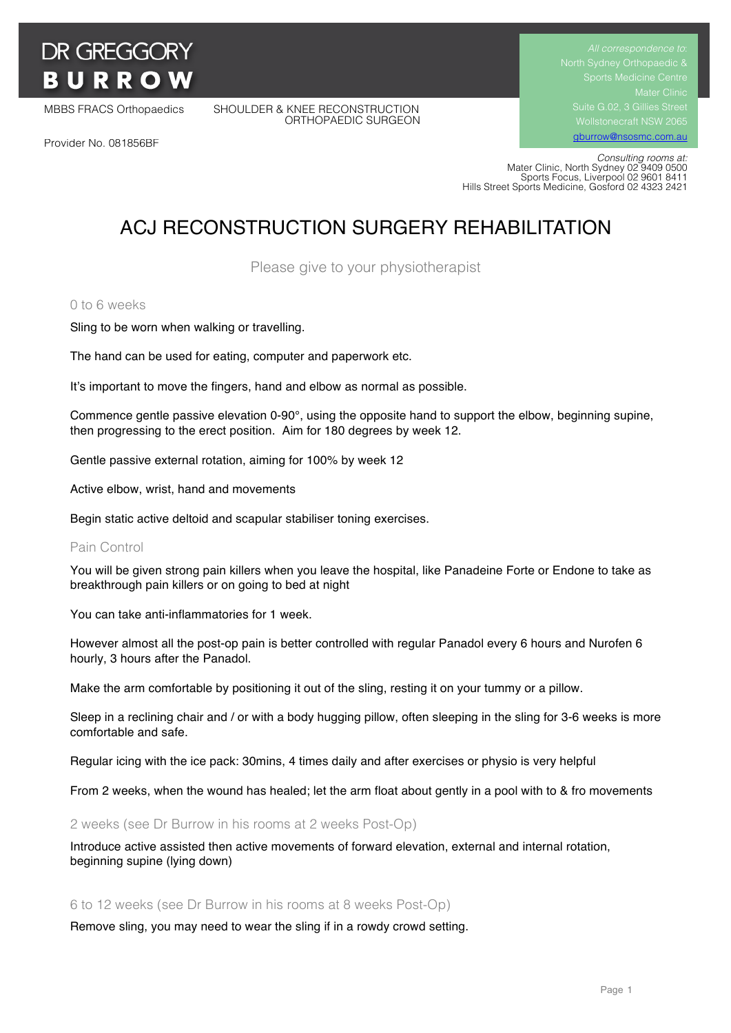# DR GREGGORY BURROW

MBBS FRACS Orthopaedics

SHOULDER & KNEE RECONSTRUCTION ORTHOPAEDIC SURGEON

Provider No. 081856BF

*All correspondence to:*
North Sydney Orthopaedic & Sports Medicine Centre
Mater Clinic
Suite G.02, 3 Gillies Street
Wollstonecraft NSW 2065
gburrow@nsosmc.com.au

*Consulting rooms at:*
Mater Clinic, North Sydney 02 9409 0500
Sports Focus, Liverpool 02 9601 8411
Hills Street Sports Medicine, Gosford 02 4323 2421

# ACJ RECONSTRUCTION SURGERY REHABILITATION

Please give to your physiotherapist

## 0 to 6 weeks

Sling to be worn when walking or travelling.

The hand can be used for eating, computer and paperwork etc.

It's important to move the fingers, hand and elbow as normal as possible.

Commence gentle passive elevation 0-90°, using the opposite hand to support the elbow, beginning supine, then progressing to the erect position. Aim for 180 degrees by week 12.

Gentle passive external rotation, aiming for 100% by week 12

Active elbow, wrist, hand and movements

Begin static active deltoid and scapular stabiliser toning exercises.

## Pain Control

You will be given strong pain killers when you leave the hospital, like Panadeine Forte or Endone to take as breakthrough pain killers or on going to bed at night

You can take anti-inflammatories for 1 week.

However almost all the post-op pain is better controlled with regular Panadol every 6 hours and Nurofen 6 hourly, 3 hours after the Panadol.

Make the arm comfortable by positioning it out of the sling, resting it on your tummy or a pillow.

Sleep in a reclining chair and / or with a body hugging pillow, often sleeping in the sling for 3-6 weeks is more comfortable and safe.

Regular icing with the ice pack: 30mins, 4 times daily and after exercises or physio is very helpful

From 2 weeks, when the wound has healed; let the arm float about gently in a pool with to & fro movements

## 2 weeks (see Dr Burrow in his rooms at 2 weeks Post-Op)

Introduce active assisted then active movements of forward elevation, external and internal rotation, beginning supine (lying down)

## 6 to 12 weeks (see Dr Burrow in his rooms at 8 weeks Post-Op)

Remove sling, you may need to wear the sling if in a rowdy crowd setting.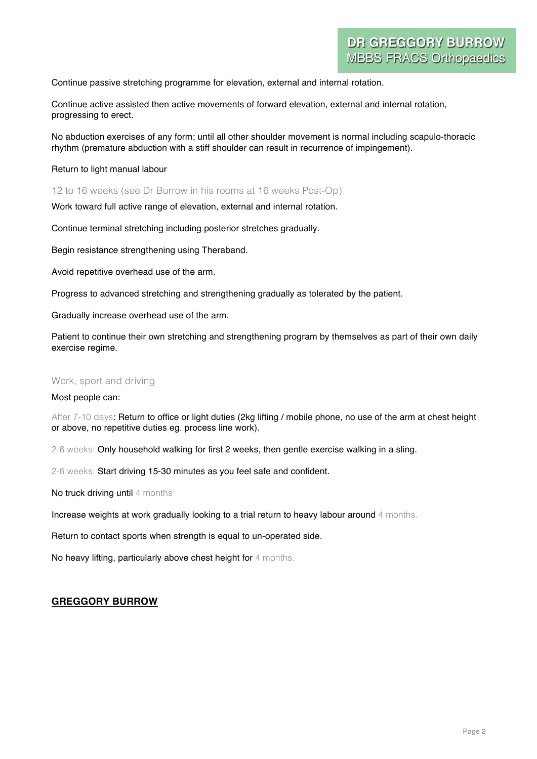Continue passive stretching programme for elevation, external and internal rotation.

Continue active assisted then active movements of forward elevation, external and internal rotation, progressing to erect.

No abduction exercises of any form; until all other shoulder movement is normal including scapulo-thoracic rhythm (premature abduction with a stiff shoulder can result in recurrence of impingement).

Return to light manual labour

### 12 to 16 weeks (see Dr Burrow in his rooms at 16 weeks Post-Op)

Work toward full active range of elevation, external and internal rotation.

Continue terminal stretching including posterior stretches gradually.

Begin resistance strengthening using Theraband.

Avoid repetitive overhead use of the arm.

Progress to advanced stretching and strengthening gradually as tolerated by the patient.

Gradually increase overhead use of the arm.

Patient to continue their own stretching and strengthening program by themselves as part of their own daily exercise regime.

### Work, sport and driving

Most people can:

After 7-10 days: Return to office or light duties (2kg lifting / mobile phone, no use of the arm at chest height or above, no repetitive duties eg. process line work).

2-6 weeks: Only household walking for first 2 weeks, then gentle exercise walking in a sling.

2-6 weeks: Start driving 15-30 minutes as you feel safe and confident.

No truck driving until 4 months

Increase weights at work gradually looking to a trial return to heavy labour around 4 months.

Return to contact sports when strength is equal to un-operated side.

No heavy lifting, particularly above chest height for 4 months.

**GREGGORY BURROW**